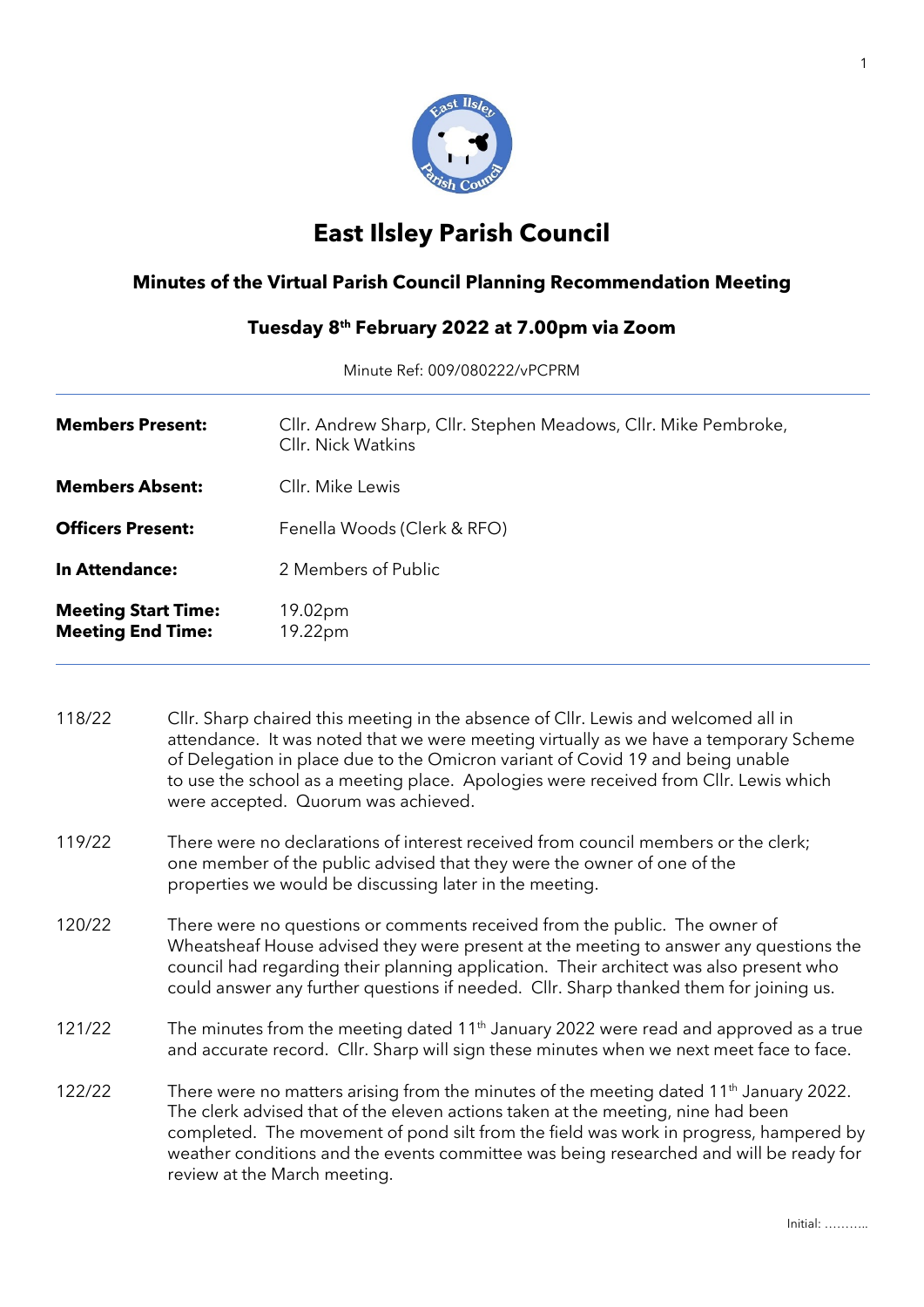# East Ilsley Parish Council

## Minutes of the Virtual Parish Council Planning Recommendation Meeting

### Tuesday 8th February 2022 at 7.00pm via Zoom

Minute Ref: 009/080222/vPCPRM

| | |
|---|---|
| **Members Present:** | Cllr. Andrew Sharp, Cllr. Stephen Meadows, Cllr. Mike Pembroke, Cllr. Nick Watkins |
| **Members Absent:** | Cllr. Mike Lewis |
| **Officers Present:** | Fenella Woods (Clerk & RFO) |
| **In Attendance:** | 2 Members of Public |
| **Meeting Start Time:**<br>**Meeting End Time:** | 19.02pm<br>19.22pm |

118/22 Cllr. Sharp chaired this meeting in the absence of Cllr. Lewis and welcomed all in attendance. It was noted that we were meeting virtually as we have a temporary Scheme of Delegation in place due to the Omicron variant of Covid 19 and being unable to use the school as a meeting place. Apologies were received from Cllr. Lewis which were accepted. Quorum was achieved.

119/22 There were no declarations of interest received from council members or the clerk; one member of the public advised that they were the owner of one of the properties we would be discussing later in the meeting.

120/22 There were no questions or comments received from the public. The owner of Wheatsheaf House advised they were present at the meeting to answer any questions the council had regarding their planning application. Their architect was also present who could answer any further questions if needed. Cllr. Sharp thanked them for joining us.

121/22 The minutes from the meeting dated 11th January 2022 were read and approved as a true and accurate record. Cllr. Sharp will sign these minutes when we next meet face to face.

122/22 There were no matters arising from the minutes of the meeting dated 11th January 2022. The clerk advised that of the eleven actions taken at the meeting, nine had been completed. The movement of pond silt from the field was work in progress, hampered by weather conditions and the events committee was being researched and will be ready for review at the March meeting.

Initial: ………..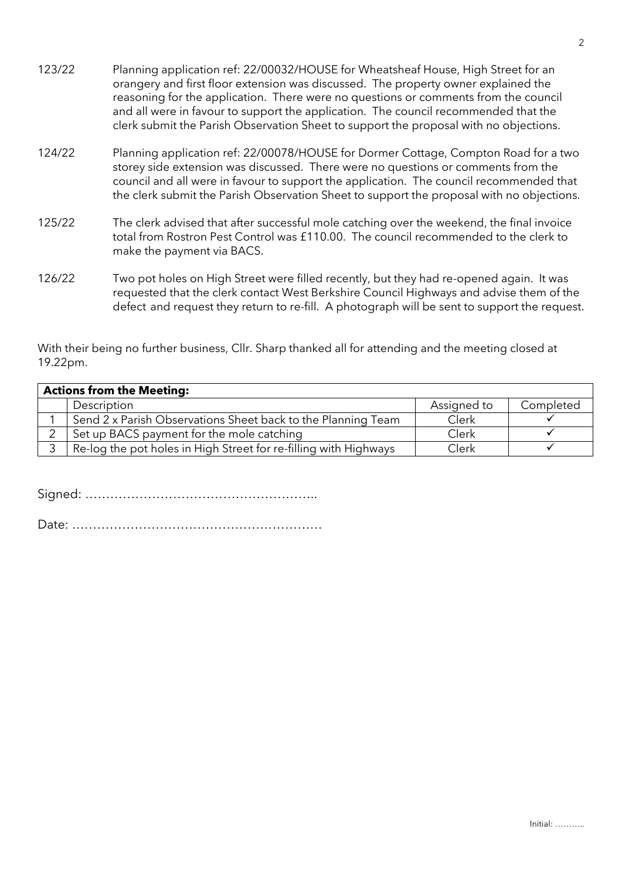123/22 Planning application ref: 22/00032/HOUSE for Wheatsheaf House, High Street for an orangery and first floor extension was discussed. The property owner explained the reasoning for the application. There were no questions or comments from the council and all were in favour to support the application. The council recommended that the clerk submit the Parish Observation Sheet to support the proposal with no objections.

124/22 Planning application ref: 22/00078/HOUSE for Dormer Cottage, Compton Road for a two storey side extension was discussed. There were no questions or comments from the council and all were in favour to support the application. The council recommended that the clerk submit the Parish Observation Sheet to support the proposal with no objections.

125/22 The clerk advised that after successful mole catching over the weekend, the final invoice total from Rostron Pest Control was £110.00. The council recommended to the clerk to make the payment via BACS.

126/22 Two pot holes on High Street were filled recently, but they had re-opened again. It was requested that the clerk contact West Berkshire Council Highways and advise them of the defect and request they return to re-fill. A photograph will be sent to support the request.

With their being no further business, Cllr. Sharp thanked all for attending and the meeting closed at 19.22pm.

| **Actions from the Meeting:** | | | |
|---|---|---|---|
| | Description | Assigned to | Completed |
| 1 | Send 2 x Parish Observations Sheet back to the Planning Team | Clerk | ✓ |
| 2 | Set up BACS payment for the mole catching | Clerk | ✓ |
| 3 | Re-log the pot holes in High Street for re-filling with Highways | Clerk | ✓ |

Signed: ……………………………………………..

Date: ……………………………………………………

Initial: ………..